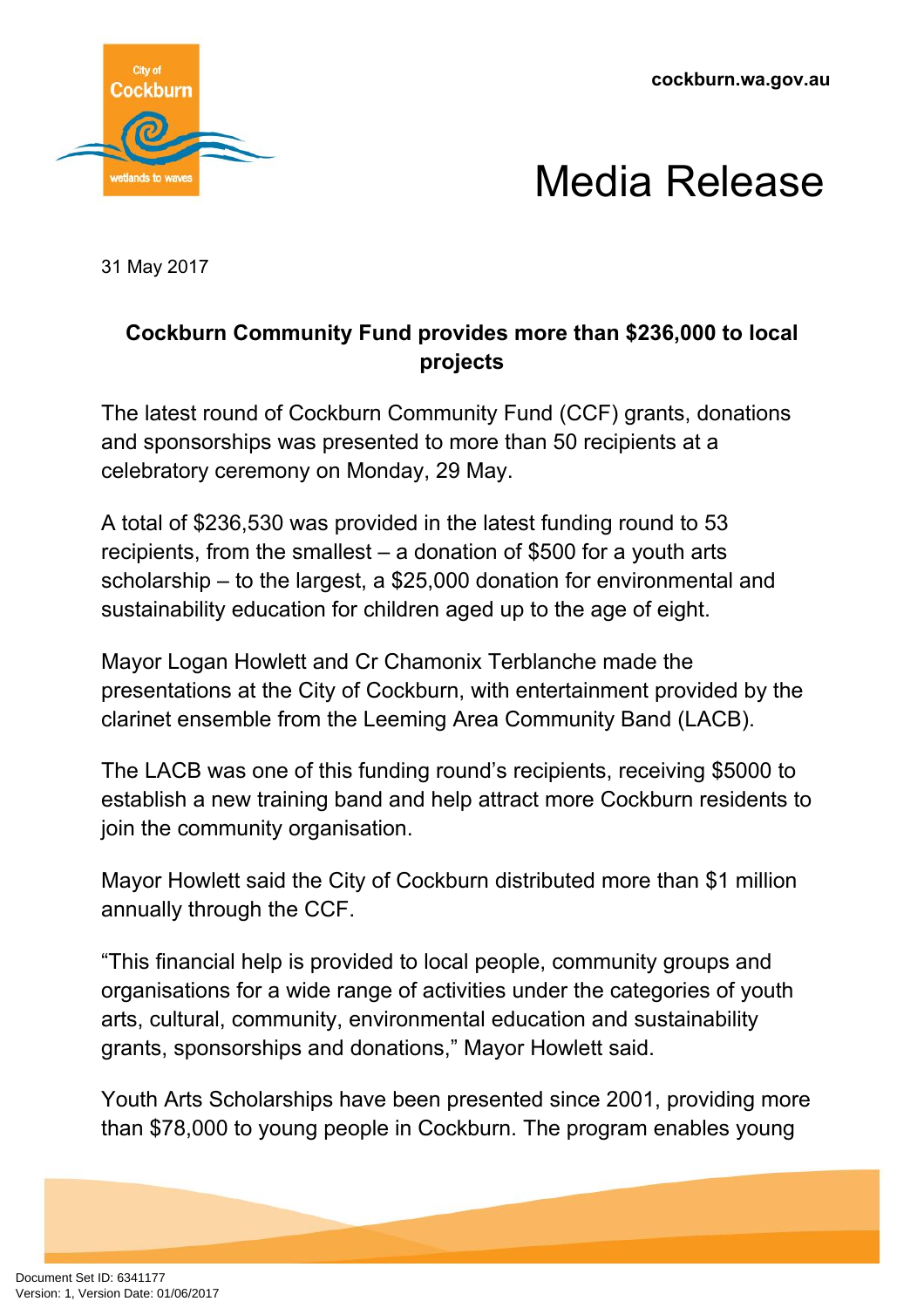cockburn.wa.gov.au

# Media Release

31 May 2017

## Cockburn Community Fund provides more than $236,000 to local projects

The latest round of Cockburn Community Fund (CCF) grants, donations and sponsorships was presented to more than 50 recipients at a celebratory ceremony on Monday, 29 May.

A total of $236,530 was provided in the latest funding round to 53 recipients, from the smallest – a donation of $500 for a youth arts scholarship – to the largest, a $25,000 donation for environmental and sustainability education for children aged up to the age of eight.

Mayor Logan Howlett and Cr Chamonix Terblanche made the presentations at the City of Cockburn, with entertainment provided by the clarinet ensemble from the Leeming Area Community Band (LACB).

The LACB was one of this funding round's recipients, receiving $5000 to establish a new training band and help attract more Cockburn residents to join the community organisation.

Mayor Howlett said the City of Cockburn distributed more than $1 million annually through the CCF.

"This financial help is provided to local people, community groups and organisations for a wide range of activities under the categories of youth arts, cultural, community, environmental education and sustainability grants, sponsorships and donations," Mayor Howlett said.

Youth Arts Scholarships have been presented since 2001, providing more than $78,000 to young people in Cockburn. The program enables young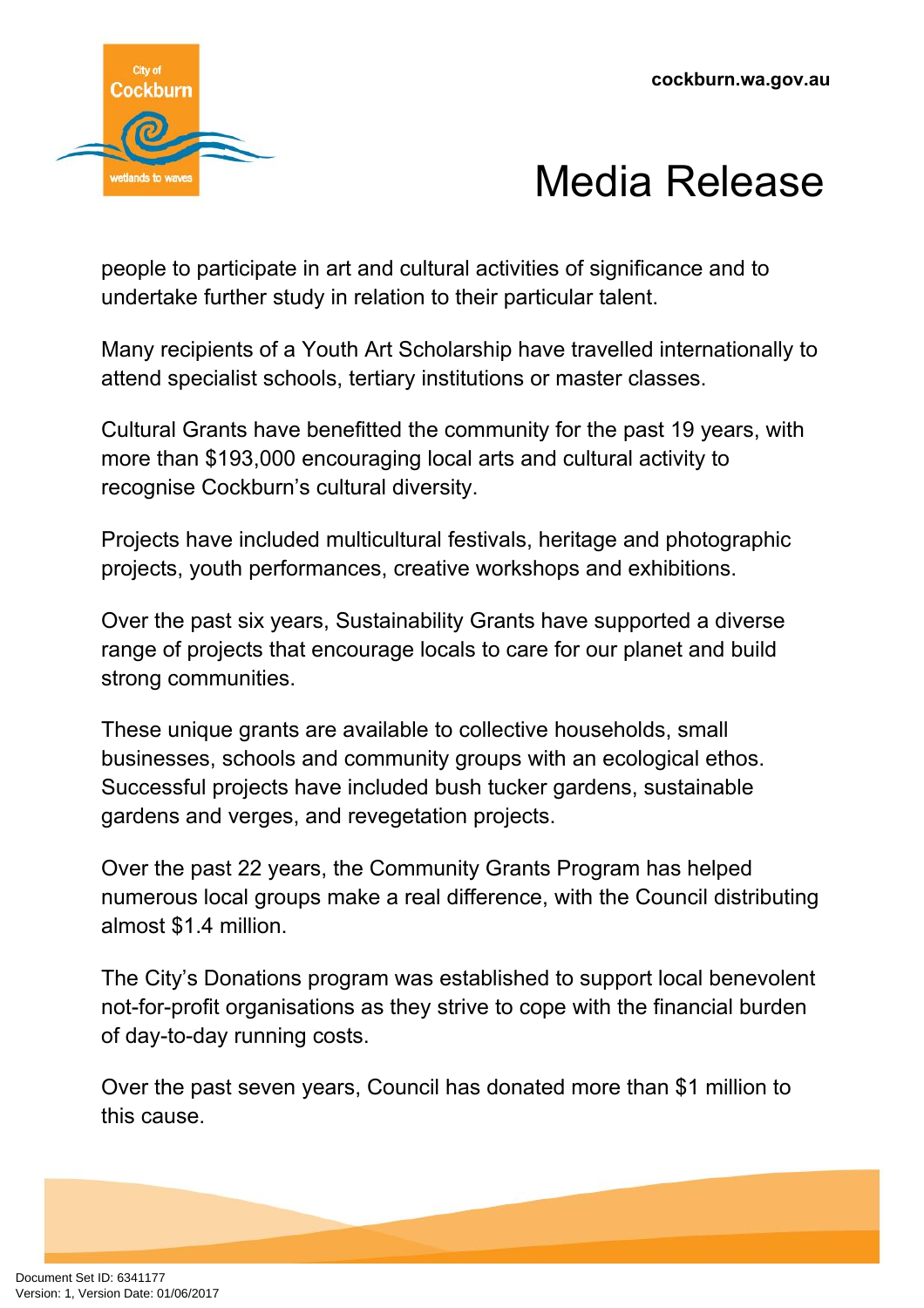people to participate in art and cultural activities of significance and to undertake further study in relation to their particular talent.

Many recipients of a Youth Art Scholarship have travelled internationally to attend specialist schools, tertiary institutions or master classes.

Cultural Grants have benefitted the community for the past 19 years, with more than $193,000 encouraging local arts and cultural activity to recognise Cockburn's cultural diversity.

Projects have included multicultural festivals, heritage and photographic projects, youth performances, creative workshops and exhibitions.

Over the past six years, Sustainability Grants have supported a diverse range of projects that encourage locals to care for our planet and build strong communities.

These unique grants are available to collective households, small businesses, schools and community groups with an ecological ethos. Successful projects have included bush tucker gardens, sustainable gardens and verges, and revegetation projects.

Over the past 22 years, the Community Grants Program has helped numerous local groups make a real difference, with the Council distributing almost $1.4 million.

The City's Donations program was established to support local benevolent not-for-profit organisations as they strive to cope with the financial burden of day-to-day running costs.

Over the past seven years, Council has donated more than $1 million to this cause.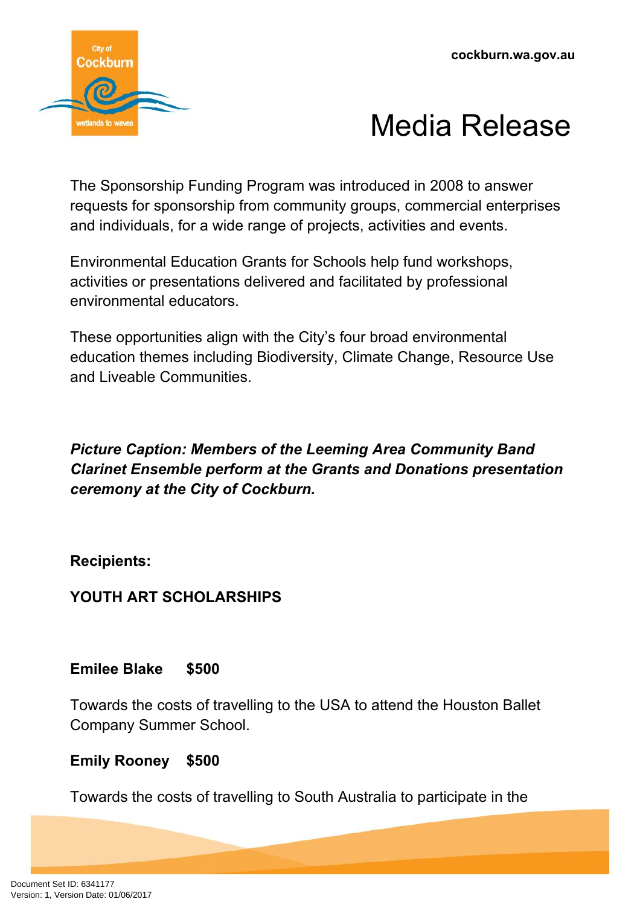The Sponsorship Funding Program was introduced in 2008 to answer requests for sponsorship from community groups, commercial enterprises and individuals, for a wide range of projects, activities and events.

Environmental Education Grants for Schools help fund workshops, activities or presentations delivered and facilitated by professional environmental educators.

These opportunities align with the City's four broad environmental education themes including Biodiversity, Climate Change, Resource Use and Liveable Communities.

***Picture Caption: Members of the Leeming Area Community Band Clarinet Ensemble perform at the Grants and Donations presentation ceremony at the City of Cockburn.***

**Recipients:**

**YOUTH ART SCHOLARSHIPS**

**Emilee Blake $500**

Towards the costs of travelling to the USA to attend the Houston Ballet Company Summer School.

**Emily Rooney $500**

Towards the costs of travelling to South Australia to participate in the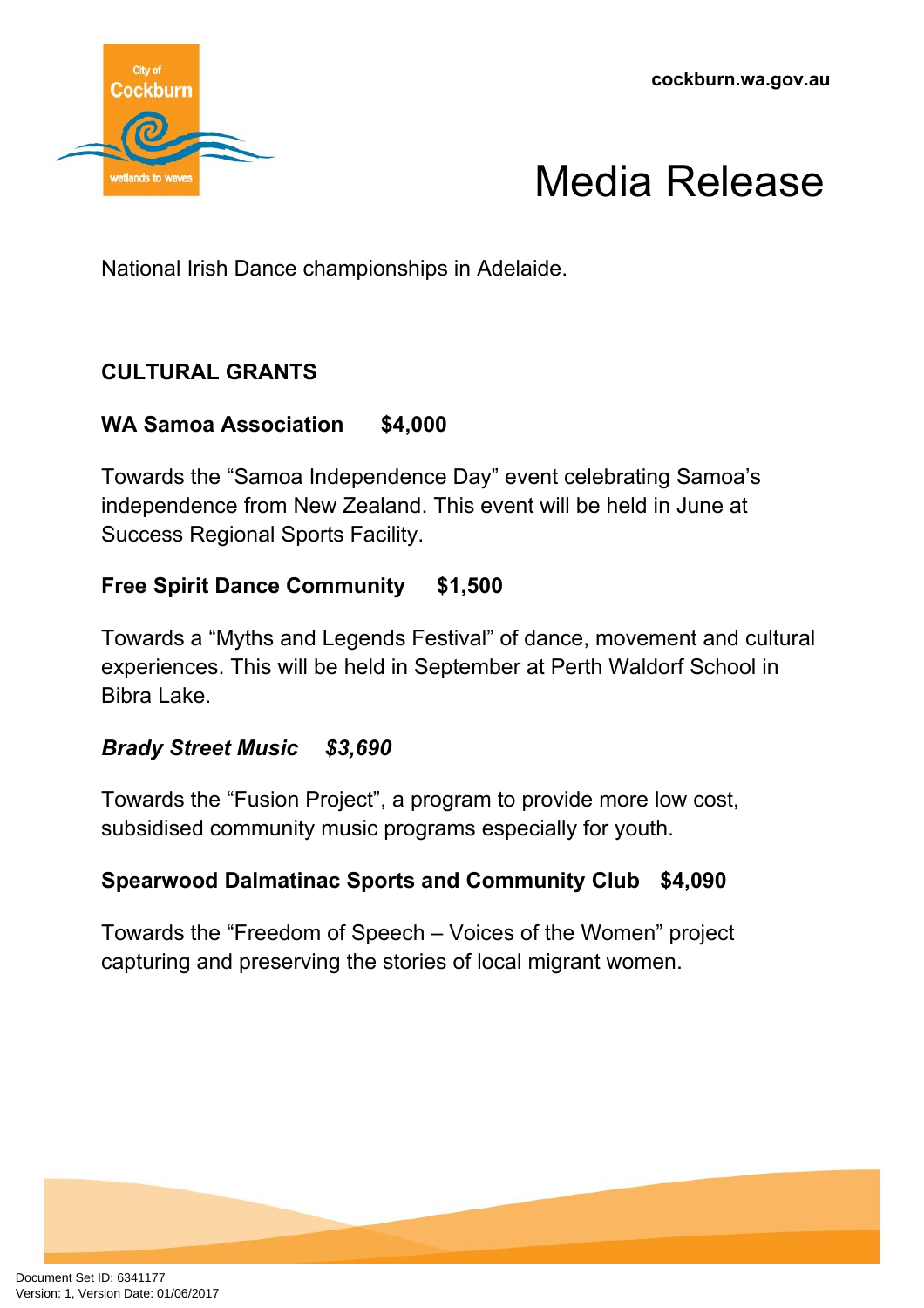National Irish Dance championships in Adelaide.

**CULTURAL GRANTS**

**WA Samoa Association $4,000**

Towards the "Samoa Independence Day" event celebrating Samoa's independence from New Zealand. This event will be held in June at Success Regional Sports Facility.

**Free Spirit Dance Community $1,500**

Towards a "Myths and Legends Festival" of dance, movement and cultural experiences. This will be held in September at Perth Waldorf School in Bibra Lake.

***Brady Street Music $3,690***

Towards the "Fusion Project", a program to provide more low cost, subsidised community music programs especially for youth.

**Spearwood Dalmatinac Sports and Community Club $4,090**

Towards the "Freedom of Speech – Voices of the Women" project capturing and preserving the stories of local migrant women.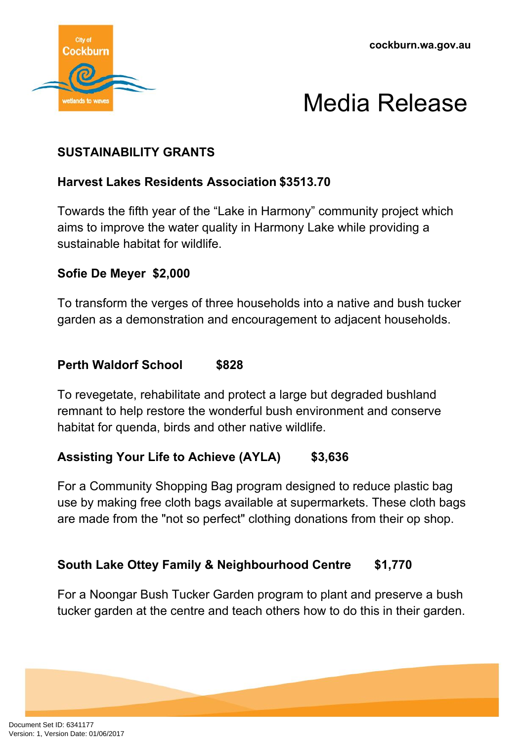cockburn.wa.gov.au

# Media Release

## SUSTAINABILITY GRANTS

**Harvest Lakes Residents Association $3513.70**

Towards the fifth year of the "Lake in Harmony" community project which aims to improve the water quality in Harmony Lake while providing a sustainable habitat for wildlife.

**Sofie De Meyer $2,000**

To transform the verges of three households into a native and bush tucker garden as a demonstration and encouragement to adjacent households.

**Perth Waldorf School $828**

To revegetate, rehabilitate and protect a large but degraded bushland remnant to help restore the wonderful bush environment and conserve habitat for quenda, birds and other native wildlife.

**Assisting Your Life to Achieve (AYLA) $3,636**

For a Community Shopping Bag program designed to reduce plastic bag use by making free cloth bags available at supermarkets. These cloth bags are made from the "not so perfect" clothing donations from their op shop.

**South Lake Ottey Family & Neighbourhood Centre $1,770**

For a Noongar Bush Tucker Garden program to plant and preserve a bush tucker garden at the centre and teach others how to do this in their garden.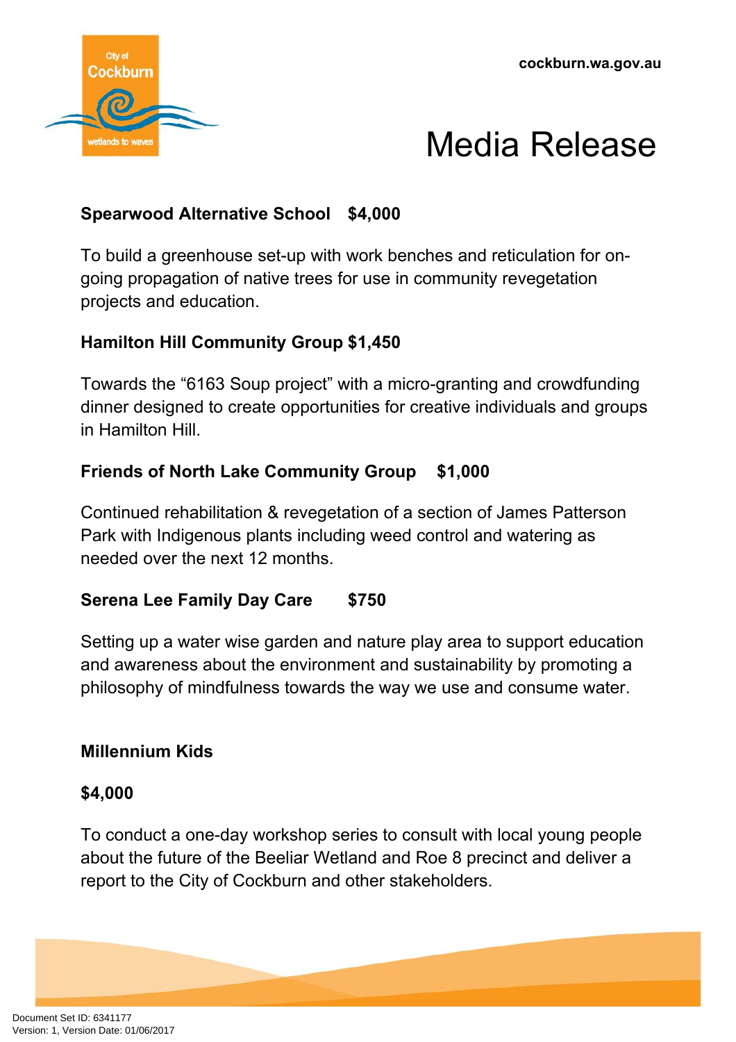**Spearwood Alternative School $4,000**

To build a greenhouse set-up with work benches and reticulation for on-going propagation of native trees for use in community revegetation projects and education.

**Hamilton Hill Community Group $1,450**

Towards the “6163 Soup project” with a micro-granting and crowdfunding dinner designed to create opportunities for creative individuals and groups in Hamilton Hill.

**Friends of North Lake Community Group $1,000**

Continued rehabilitation & revegetation of a section of James Patterson Park with Indigenous plants including weed control and watering as needed over the next 12 months.

**Serena Lee Family Day Care $750**

Setting up a water wise garden and nature play area to support education and awareness about the environment and sustainability by promoting a philosophy of mindfulness towards the way we use and consume water.

**Millennium Kids**

**$4,000**

To conduct a one-day workshop series to consult with local young people about the future of the Beeliar Wetland and Roe 8 precinct and deliver a report to the City of Cockburn and other stakeholders.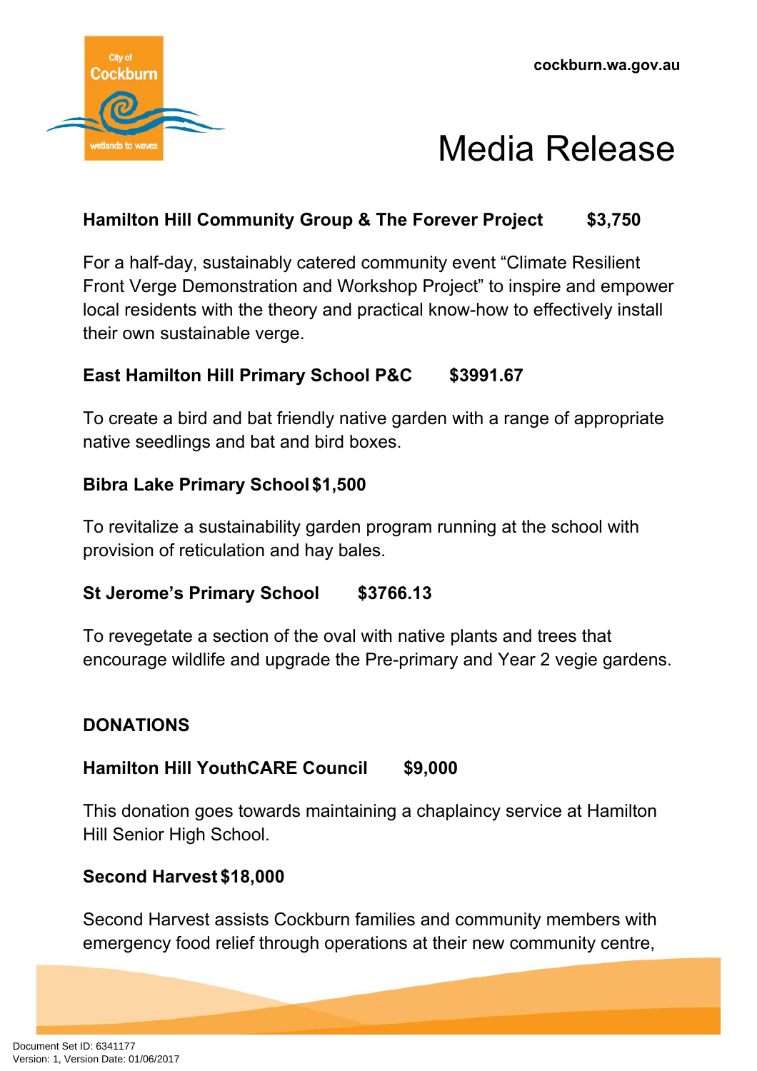**Hamilton Hill Community Group & The Forever Project $3,750**

For a half-day, sustainably catered community event "Climate Resilient Front Verge Demonstration and Workshop Project" to inspire and empower local residents with the theory and practical know-how to effectively install their own sustainable verge.

**East Hamilton Hill Primary School P&C $3991.67**

To create a bird and bat friendly native garden with a range of appropriate native seedlings and bat and bird boxes.

**Bibra Lake Primary School $1,500**

To revitalize a sustainability garden program running at the school with provision of reticulation and hay bales.

**St Jerome's Primary School $3766.13**

To revegetate a section of the oval with native plants and trees that encourage wildlife and upgrade the Pre-primary and Year 2 vegie gardens.

**DONATIONS**

**Hamilton Hill YouthCARE Council $9,000**

This donation goes towards maintaining a chaplaincy service at Hamilton Hill Senior High School.

**Second Harvest $18,000**

Second Harvest assists Cockburn families and community members with emergency food relief through operations at their new community centre,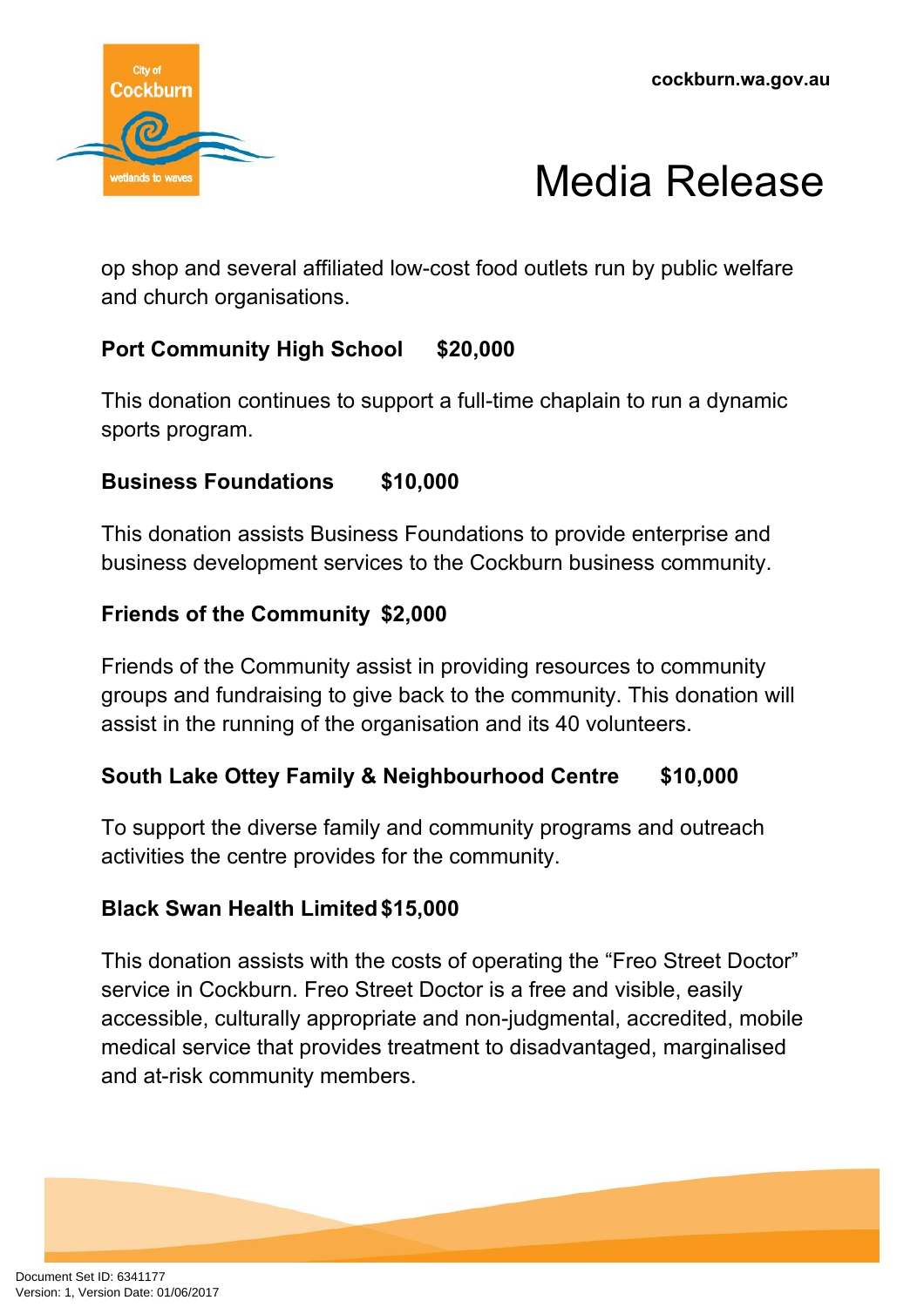op shop and several affiliated low-cost food outlets run by public welfare and church organisations.

**Port Community High School $20,000**

This donation continues to support a full-time chaplain to run a dynamic sports program.

**Business Foundations $10,000**

This donation assists Business Foundations to provide enterprise and business development services to the Cockburn business community.

**Friends of the Community $2,000**

Friends of the Community assist in providing resources to community groups and fundraising to give back to the community. This donation will assist in the running of the organisation and its 40 volunteers.

**South Lake Ottey Family & Neighbourhood Centre $10,000**

To support the diverse family and community programs and outreach activities the centre provides for the community.

**Black Swan Health Limited $15,000**

This donation assists with the costs of operating the "Freo Street Doctor" service in Cockburn. Freo Street Doctor is a free and visible, easily accessible, culturally appropriate and non-judgmental, accredited, mobile medical service that provides treatment to disadvantaged, marginalised and at-risk community members.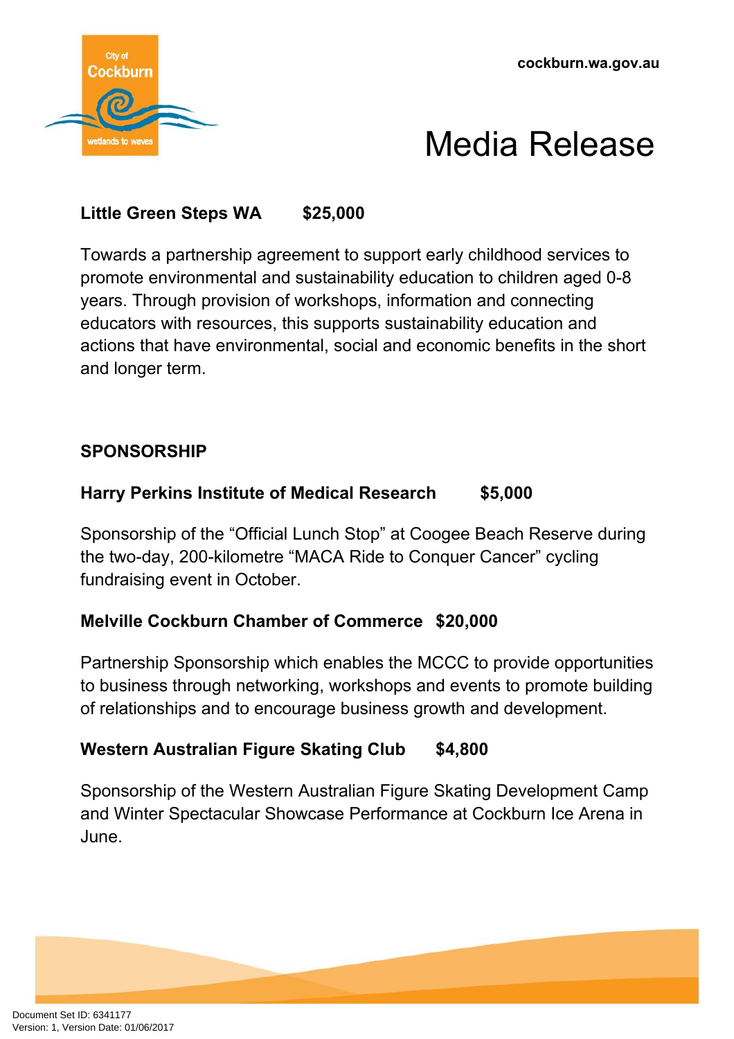**Little Green Steps WA $25,000**

Towards a partnership agreement to support early childhood services to promote environmental and sustainability education to children aged 0-8 years. Through provision of workshops, information and connecting educators with resources, this supports sustainability education and actions that have environmental, social and economic benefits in the short and longer term.

## SPONSORSHIP

**Harry Perkins Institute of Medical Research $5,000**

Sponsorship of the "Official Lunch Stop" at Coogee Beach Reserve during the two-day, 200-kilometre "MACA Ride to Conquer Cancer" cycling fundraising event in October.

**Melville Cockburn Chamber of Commerce $20,000**

Partnership Sponsorship which enables the MCCC to provide opportunities to business through networking, workshops and events to promote building of relationships and to encourage business growth and development.

**Western Australian Figure Skating Club $4,800**

Sponsorship of the Western Australian Figure Skating Development Camp and Winter Spectacular Showcase Performance at Cockburn Ice Arena in June.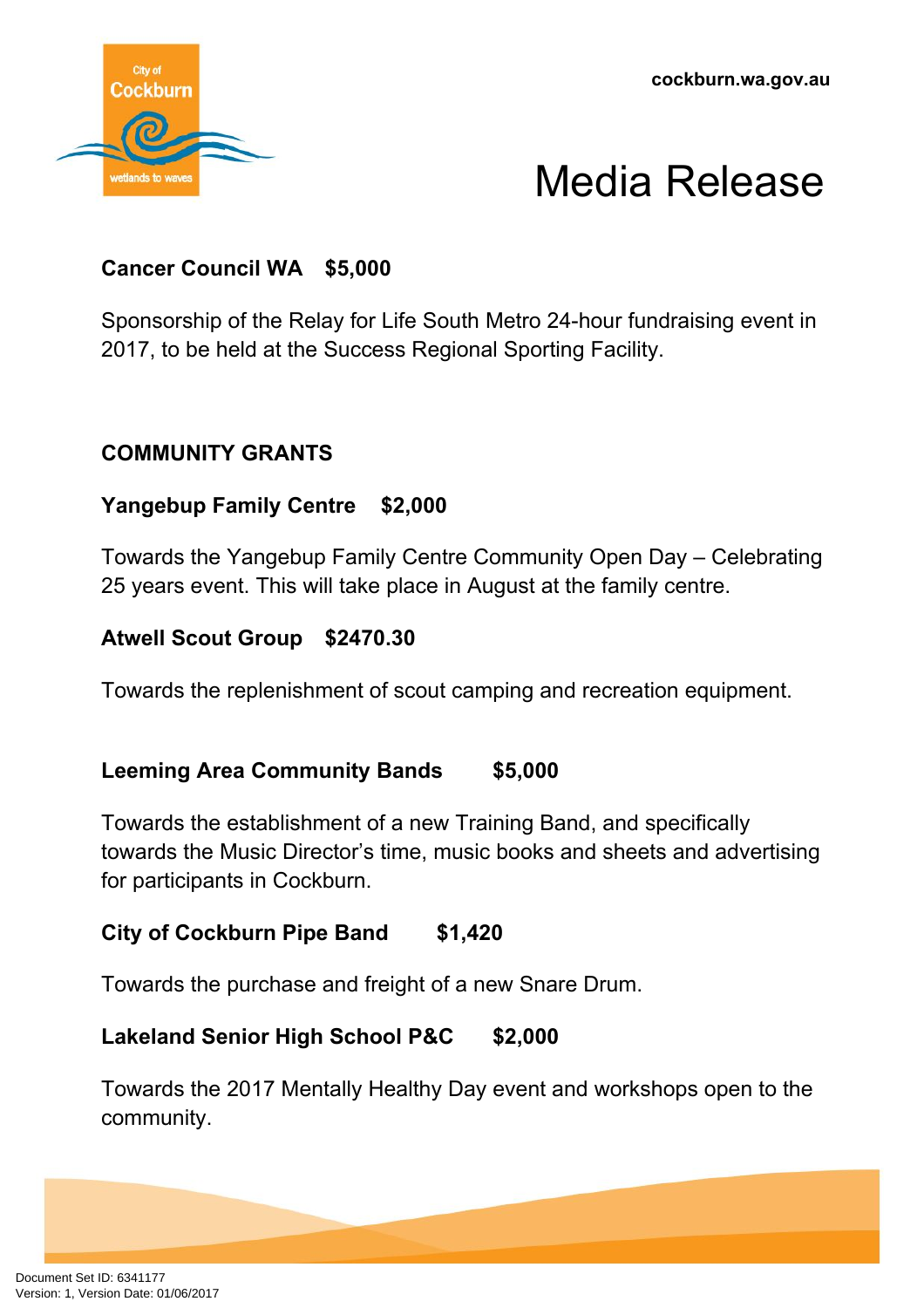**Cancer Council WA $5,000**

Sponsorship of the Relay for Life South Metro 24-hour fundraising event in 2017, to be held at the Success Regional Sporting Facility.

**COMMUNITY GRANTS**

**Yangebup Family Centre $2,000**

Towards the Yangebup Family Centre Community Open Day – Celebrating 25 years event. This will take place in August at the family centre.

**Atwell Scout Group $2470.30**

Towards the replenishment of scout camping and recreation equipment.

**Leeming Area Community Bands $5,000**

Towards the establishment of a new Training Band, and specifically towards the Music Director's time, music books and sheets and advertising for participants in Cockburn.

**City of Cockburn Pipe Band $1,420**

Towards the purchase and freight of a new Snare Drum.

**Lakeland Senior High School P&C $2,000**

Towards the 2017 Mentally Healthy Day event and workshops open to the community.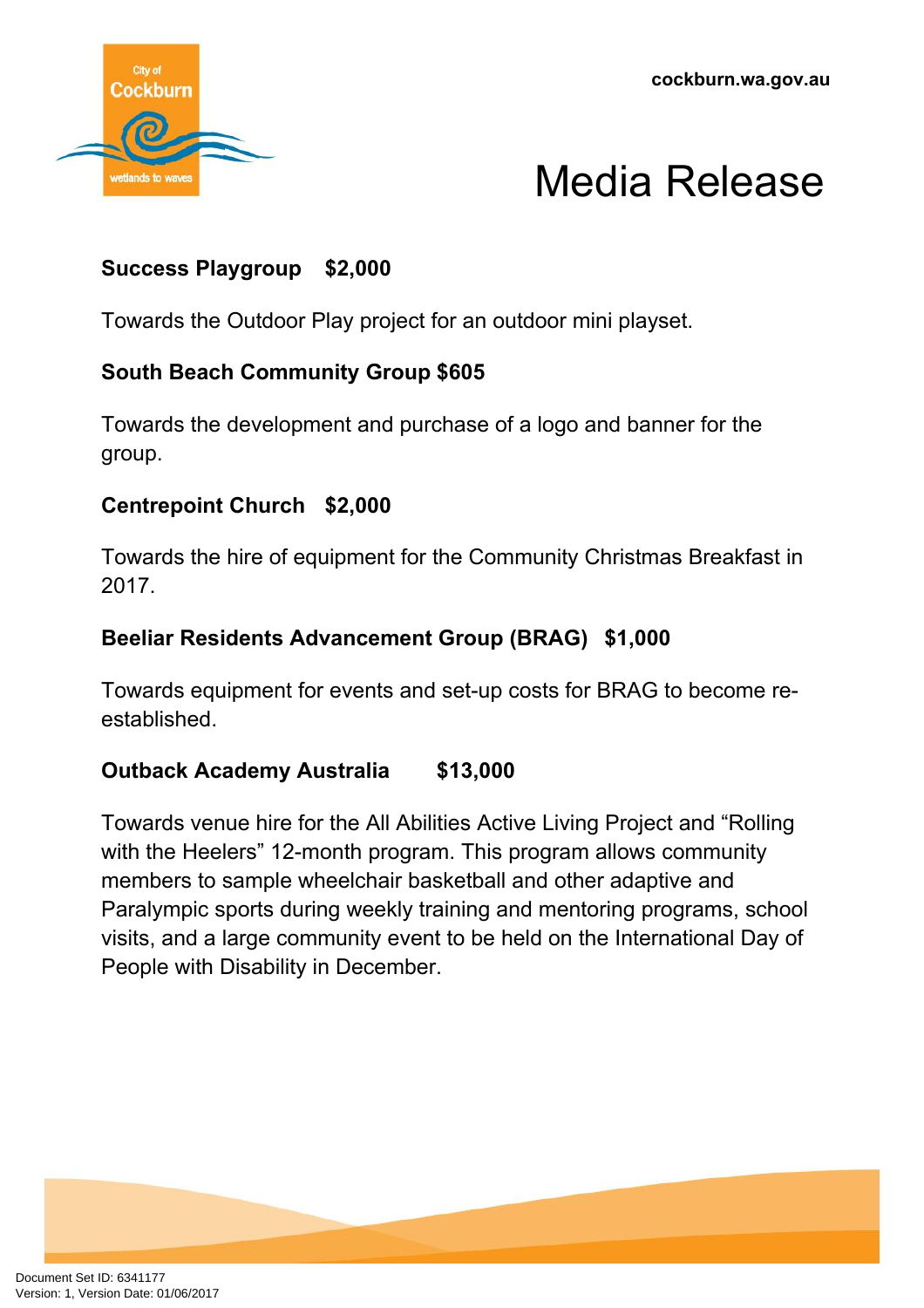**Success Playgroup $2,000**

Towards the Outdoor Play project for an outdoor mini playset.

**South Beach Community Group $605**

Towards the development and purchase of a logo and banner for the group.

**Centrepoint Church $2,000**

Towards the hire of equipment for the Community Christmas Breakfast in 2017.

**Beeliar Residents Advancement Group (BRAG) $1,000**

Towards equipment for events and set-up costs for BRAG to become re-established.

**Outback Academy Australia $13,000**

Towards venue hire for the All Abilities Active Living Project and “Rolling with the Heelers” 12-month program. This program allows community members to sample wheelchair basketball and other adaptive and Paralympic sports during weekly training and mentoring programs, school visits, and a large community event to be held on the International Day of People with Disability in December.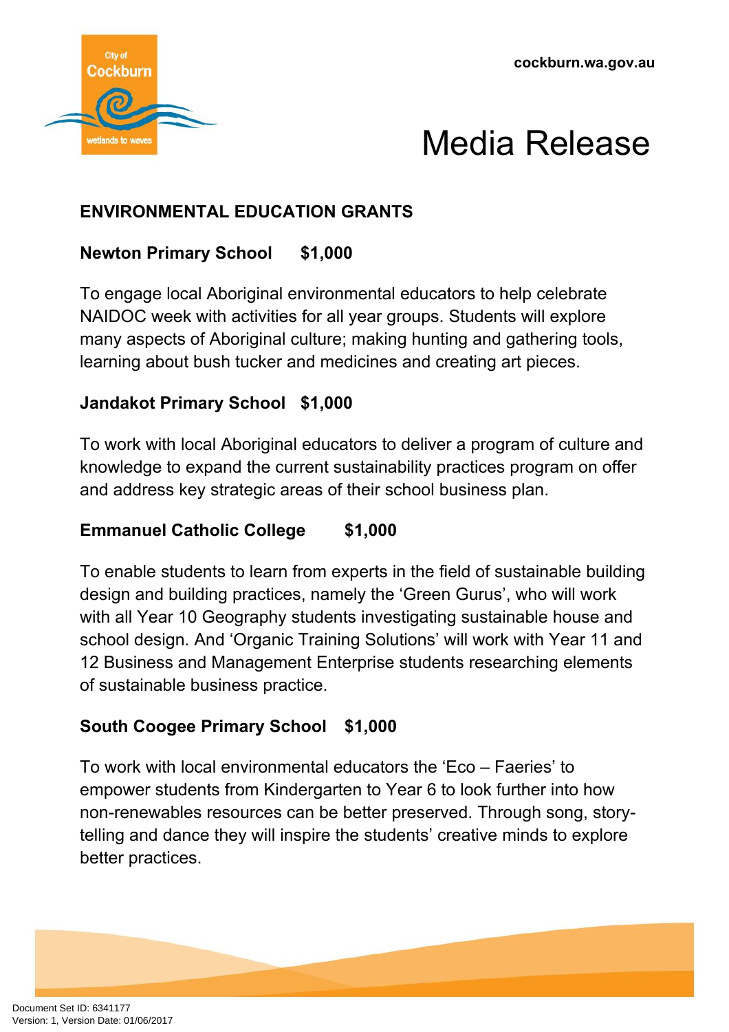## ENVIRONMENTAL EDUCATION GRANTS

**Newton Primary School $1,000**

To engage local Aboriginal environmental educators to help celebrate NAIDOC week with activities for all year groups. Students will explore many aspects of Aboriginal culture; making hunting and gathering tools, learning about bush tucker and medicines and creating art pieces.

**Jandakot Primary School $1,000**

To work with local Aboriginal educators to deliver a program of culture and knowledge to expand the current sustainability practices program on offer and address key strategic areas of their school business plan.

**Emmanuel Catholic College $1,000**

To enable students to learn from experts in the field of sustainable building design and building practices, namely the 'Green Gurus', who will work with all Year 10 Geography students investigating sustainable house and school design. And 'Organic Training Solutions' will work with Year 11 and 12 Business and Management Enterprise students researching elements of sustainable business practice.

**South Coogee Primary School $1,000**

To work with local environmental educators the 'Eco – Faeries' to empower students from Kindergarten to Year 6 to look further into how non-renewables resources can be better preserved. Through song, story-telling and dance they will inspire the students' creative minds to explore better practices.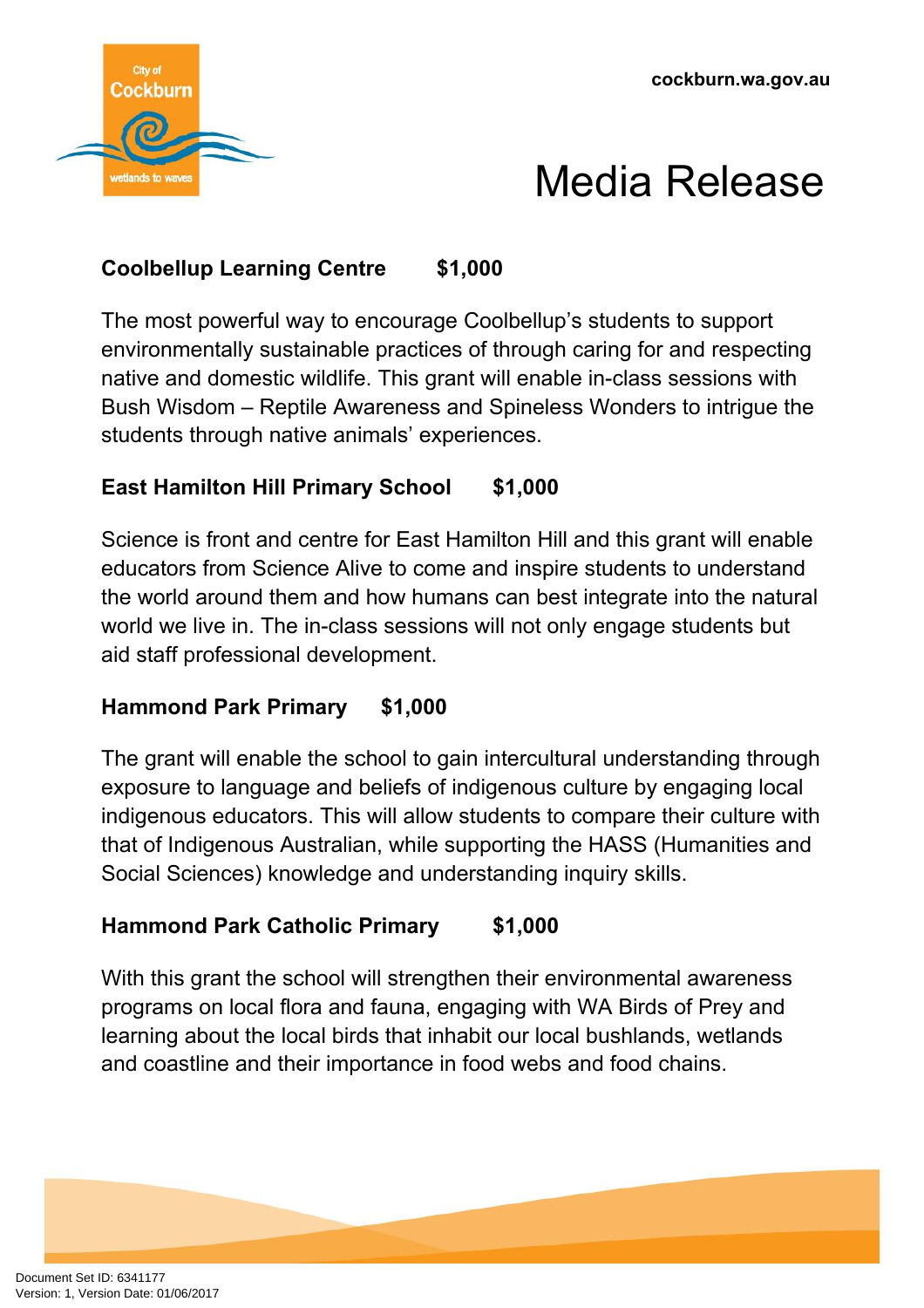**Coolbellup Learning Centre $1,000**

The most powerful way to encourage Coolbellup's students to support environmentally sustainable practices of through caring for and respecting native and domestic wildlife. This grant will enable in-class sessions with Bush Wisdom – Reptile Awareness and Spineless Wonders to intrigue the students through native animals' experiences.

**East Hamilton Hill Primary School $1,000**

Science is front and centre for East Hamilton Hill and this grant will enable educators from Science Alive to come and inspire students to understand the world around them and how humans can best integrate into the natural world we live in. The in-class sessions will not only engage students but aid staff professional development.

**Hammond Park Primary $1,000**

The grant will enable the school to gain intercultural understanding through exposure to language and beliefs of indigenous culture by engaging local indigenous educators. This will allow students to compare their culture with that of Indigenous Australian, while supporting the HASS (Humanities and Social Sciences) knowledge and understanding inquiry skills.

**Hammond Park Catholic Primary $1,000**

With this grant the school will strengthen their environmental awareness programs on local flora and fauna, engaging with WA Birds of Prey and learning about the local birds that inhabit our local bushlands, wetlands and coastline and their importance in food webs and food chains.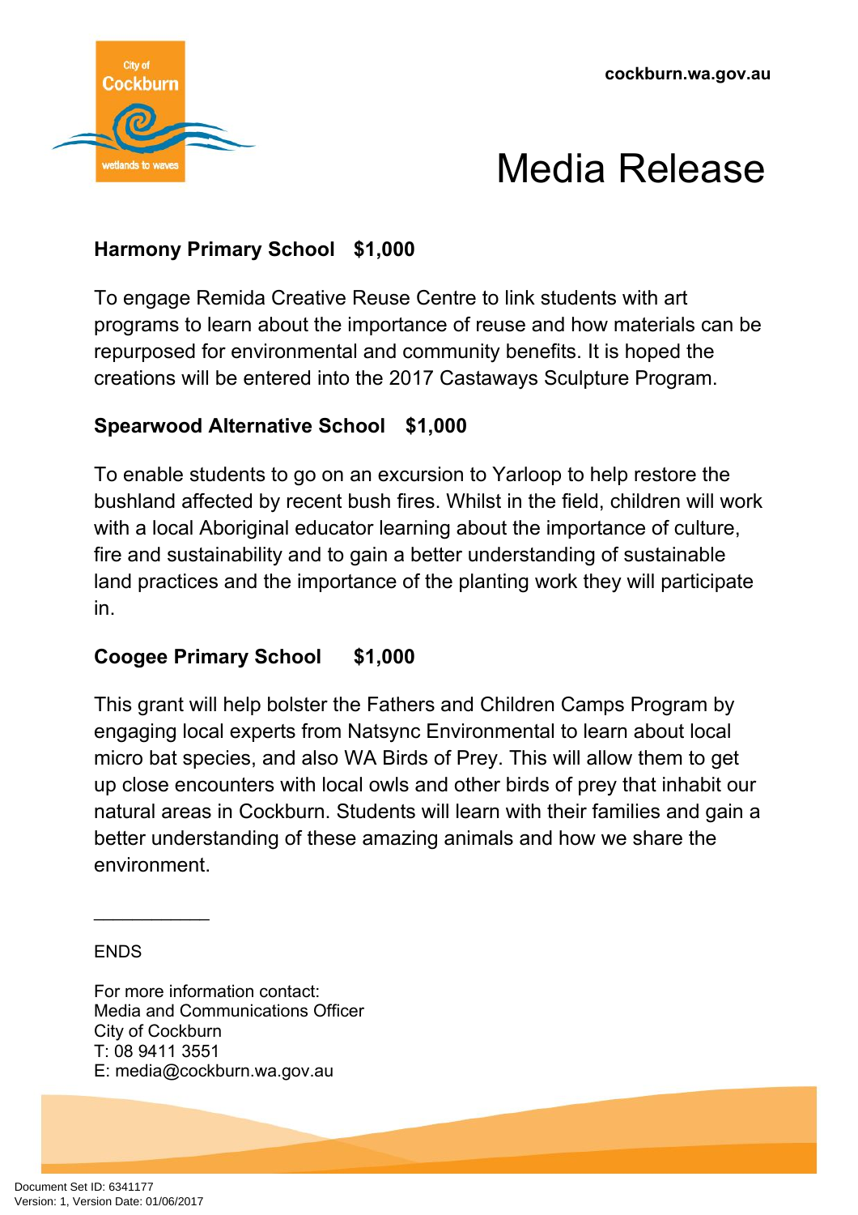# Media Release

**Harmony Primary School $1,000**

To engage Remida Creative Reuse Centre to link students with art programs to learn about the importance of reuse and how materials can be repurposed for environmental and community benefits. It is hoped the creations will be entered into the 2017 Castaways Sculpture Program.

**Spearwood Alternative School $1,000**

To enable students to go on an excursion to Yarloop to help restore the bushland affected by recent bush fires. Whilst in the field, children will work with a local Aboriginal educator learning about the importance of culture, fire and sustainability and to gain a better understanding of sustainable land practices and the importance of the planting work they will participate in.

**Coogee Primary School $1,000**

This grant will help bolster the Fathers and Children Camps Program by engaging local experts from Natsync Environmental to learn about local micro bat species, and also WA Birds of Prey. This will allow them to get up close encounters with local owls and other birds of prey that inhabit our natural areas in Cockburn. Students will learn with their families and gain a better understanding of these amazing animals and how we share the environment.

___________

ENDS

For more information contact:
Media and Communications Officer
City of Cockburn
T: 08 9411 3551
E: media@cockburn.wa.gov.au